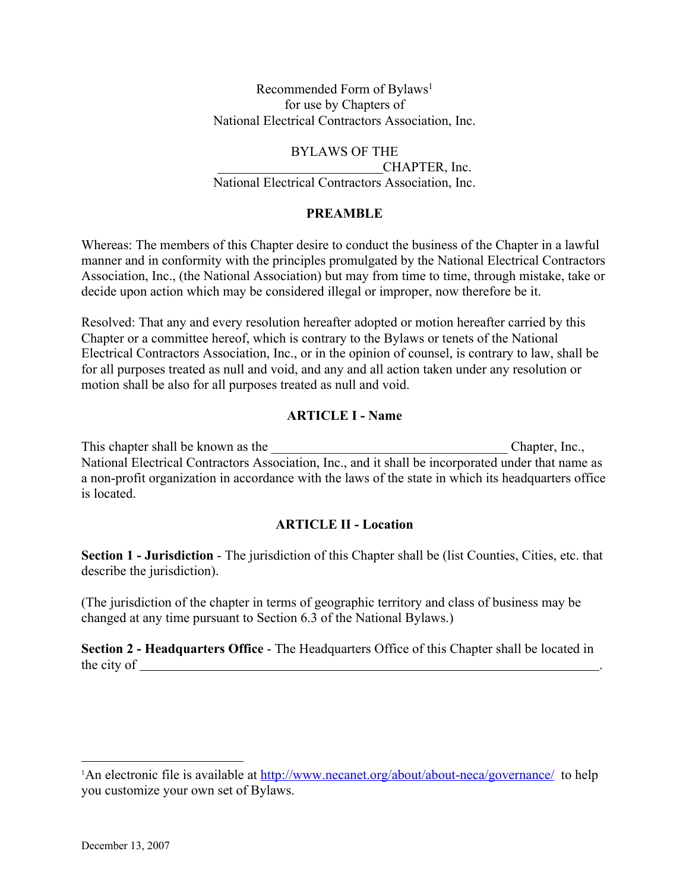Recommended Form of Bylaws[1]
for use by Chapters of
National Electrical Contractors Association, Inc.

BYLAWS OF THE
________________________CHAPTER, Inc.
National Electrical Contractors Association, Inc.

## PREAMBLE

Whereas: The members of this Chapter desire to conduct the business of the Chapter in a lawful manner and in conformity with the principles promulgated by the National Electrical Contractors Association, Inc., (the National Association) but may from time to time, through mistake, take or decide upon action which may be considered illegal or improper, now therefore be it.

Resolved: That any and every resolution hereafter adopted or motion hereafter carried by this Chapter or a committee hereof, which is contrary to the Bylaws or tenets of the National Electrical Contractors Association, Inc., or in the opinion of counsel, is contrary to law, shall be for all purposes treated as null and void, and any and all action taken under any resolution or motion shall be also for all purposes treated as null and void.

## ARTICLE I - Name

This chapter shall be known as the __________________________________ Chapter, Inc., National Electrical Contractors Association, Inc., and it shall be incorporated under that name as a non-profit organization in accordance with the laws of the state in which its headquarters office is located.

## ARTICLE II - Location

**Section 1 - Jurisdiction** - The jurisdiction of this Chapter shall be (list Counties, Cities, etc. that describe the jurisdiction).

(The jurisdiction of the chapter in terms of geographic territory and class of business may be changed at any time pursuant to Section 6.3 of the National Bylaws.)

**Section 2 - Headquarters Office** - The Headquarters Office of this Chapter shall be located in the city of ________________________________________________________________________.

---

[1]An electronic file is available at http://www.necanet.org/about/about-neca/governance/ to help you customize your own set of Bylaws.

December 13, 2007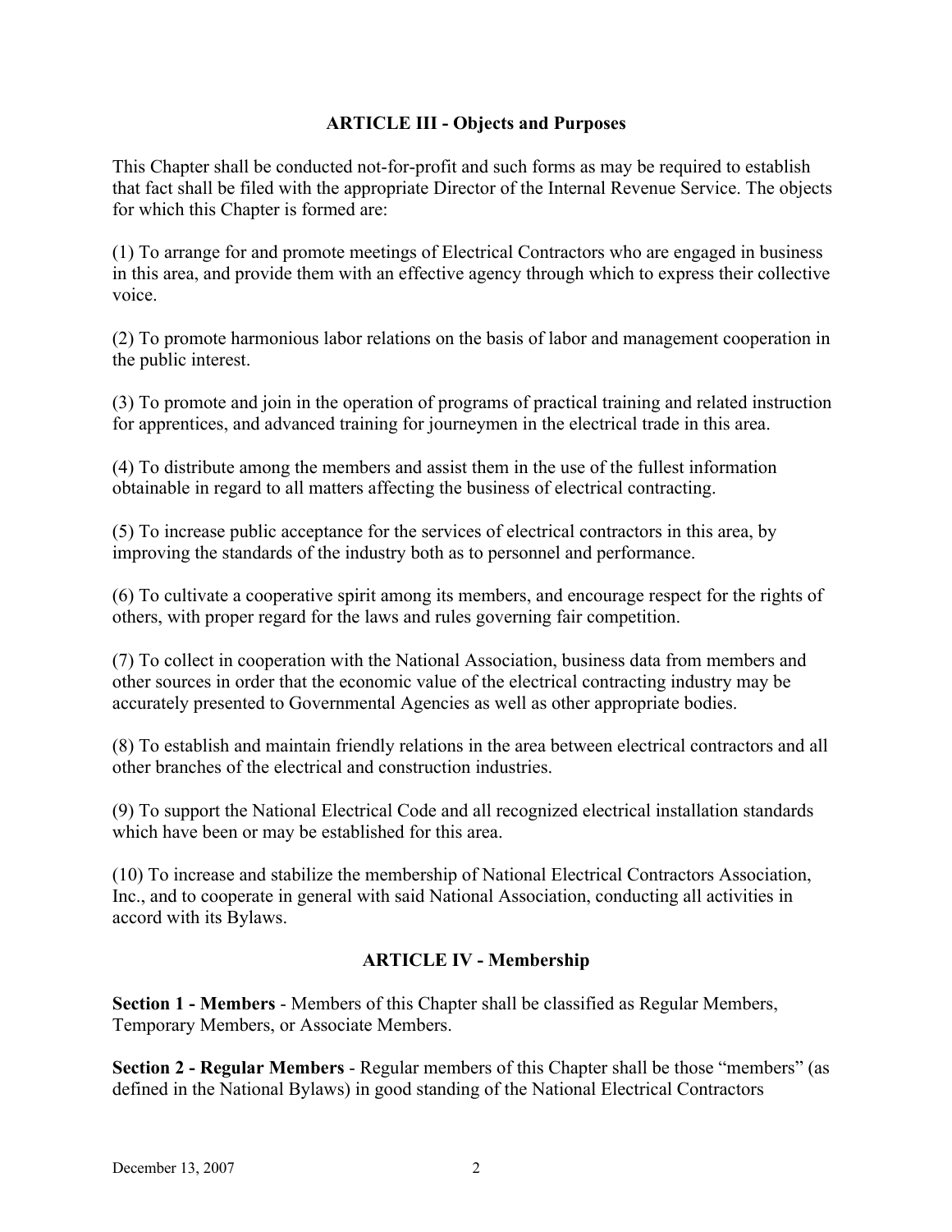## ARTICLE III - Objects and Purposes

This Chapter shall be conducted not-for-profit and such forms as may be required to establish that fact shall be filed with the appropriate Director of the Internal Revenue Service. The objects for which this Chapter is formed are:

(1) To arrange for and promote meetings of Electrical Contractors who are engaged in business in this area, and provide them with an effective agency through which to express their collective voice.

(2) To promote harmonious labor relations on the basis of labor and management cooperation in the public interest.

(3) To promote and join in the operation of programs of practical training and related instruction for apprentices, and advanced training for journeymen in the electrical trade in this area.

(4) To distribute among the members and assist them in the use of the fullest information obtainable in regard to all matters affecting the business of electrical contracting.

(5) To increase public acceptance for the services of electrical contractors in this area, by improving the standards of the industry both as to personnel and performance.

(6) To cultivate a cooperative spirit among its members, and encourage respect for the rights of others, with proper regard for the laws and rules governing fair competition.

(7) To collect in cooperation with the National Association, business data from members and other sources in order that the economic value of the electrical contracting industry may be accurately presented to Governmental Agencies as well as other appropriate bodies.

(8) To establish and maintain friendly relations in the area between electrical contractors and all other branches of the electrical and construction industries.

(9) To support the National Electrical Code and all recognized electrical installation standards which have been or may be established for this area.

(10) To increase and stabilize the membership of National Electrical Contractors Association, Inc., and to cooperate in general with said National Association, conducting all activities in accord with its Bylaws.

## ARTICLE IV - Membership

**Section 1 - Members** - Members of this Chapter shall be classified as Regular Members, Temporary Members, or Associate Members.

**Section 2 - Regular Members** - Regular members of this Chapter shall be those “members” (as defined in the National Bylaws) in good standing of the National Electrical Contractors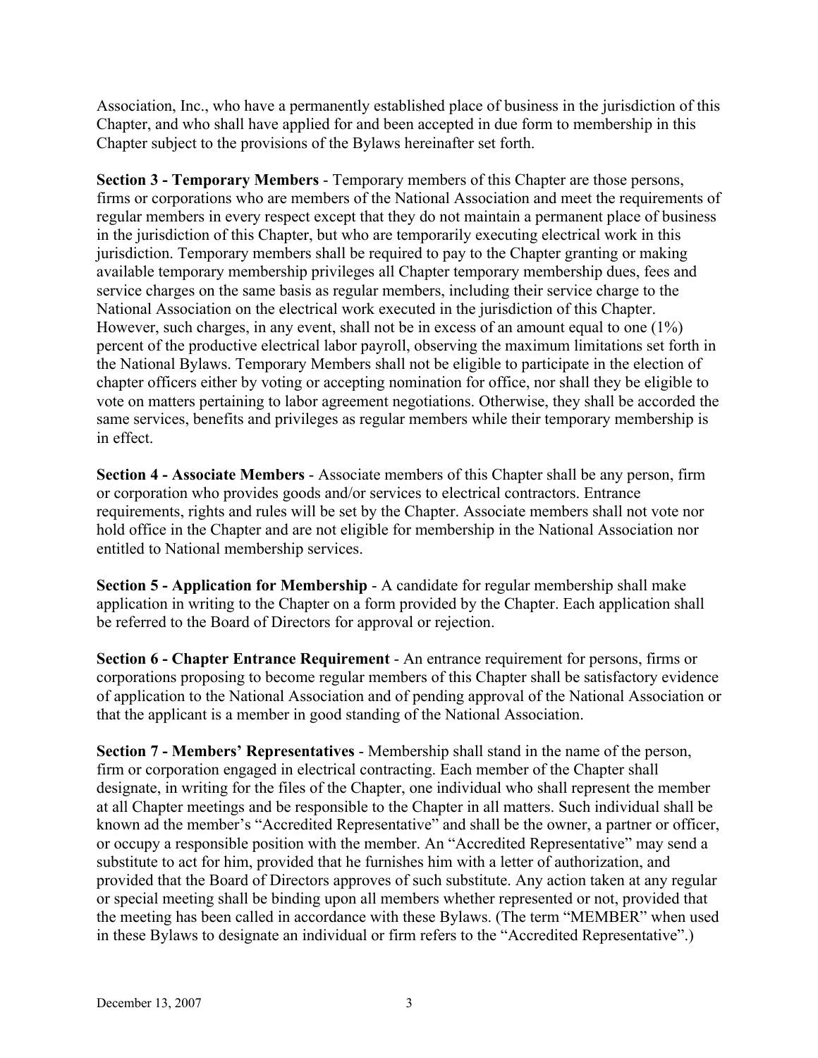Association, Inc., who have a permanently established place of business in the jurisdiction of this Chapter, and who shall have applied for and been accepted in due form to membership in this Chapter subject to the provisions of the Bylaws hereinafter set forth.

**Section 3 - Temporary Members** - Temporary members of this Chapter are those persons, firms or corporations who are members of the National Association and meet the requirements of regular members in every respect except that they do not maintain a permanent place of business in the jurisdiction of this Chapter, but who are temporarily executing electrical work in this jurisdiction. Temporary members shall be required to pay to the Chapter granting or making available temporary membership privileges all Chapter temporary membership dues, fees and service charges on the same basis as regular members, including their service charge to the National Association on the electrical work executed in the jurisdiction of this Chapter. However, such charges, in any event, shall not be in excess of an amount equal to one (1%) percent of the productive electrical labor payroll, observing the maximum limitations set forth in the National Bylaws. Temporary Members shall not be eligible to participate in the election of chapter officers either by voting or accepting nomination for office, nor shall they be eligible to vote on matters pertaining to labor agreement negotiations. Otherwise, they shall be accorded the same services, benefits and privileges as regular members while their temporary membership is in effect.

**Section 4 - Associate Members** - Associate members of this Chapter shall be any person, firm or corporation who provides goods and/or services to electrical contractors. Entrance requirements, rights and rules will be set by the Chapter. Associate members shall not vote nor hold office in the Chapter and are not eligible for membership in the National Association nor entitled to National membership services.

**Section 5 - Application for Membership** - A candidate for regular membership shall make application in writing to the Chapter on a form provided by the Chapter. Each application shall be referred to the Board of Directors for approval or rejection.

**Section 6 - Chapter Entrance Requirement** - An entrance requirement for persons, firms or corporations proposing to become regular members of this Chapter shall be satisfactory evidence of application to the National Association and of pending approval of the National Association or that the applicant is a member in good standing of the National Association.

**Section 7 - Members' Representatives** - Membership shall stand in the name of the person, firm or corporation engaged in electrical contracting. Each member of the Chapter shall designate, in writing for the files of the Chapter, one individual who shall represent the member at all Chapter meetings and be responsible to the Chapter in all matters. Such individual shall be known ad the member's "Accredited Representative" and shall be the owner, a partner or officer, or occupy a responsible position with the member. An "Accredited Representative" may send a substitute to act for him, provided that he furnishes him with a letter of authorization, and provided that the Board of Directors approves of such substitute. Any action taken at any regular or special meeting shall be binding upon all members whether represented or not, provided that the meeting has been called in accordance with these Bylaws. (The term "MEMBER" when used in these Bylaws to designate an individual or firm refers to the "Accredited Representative".)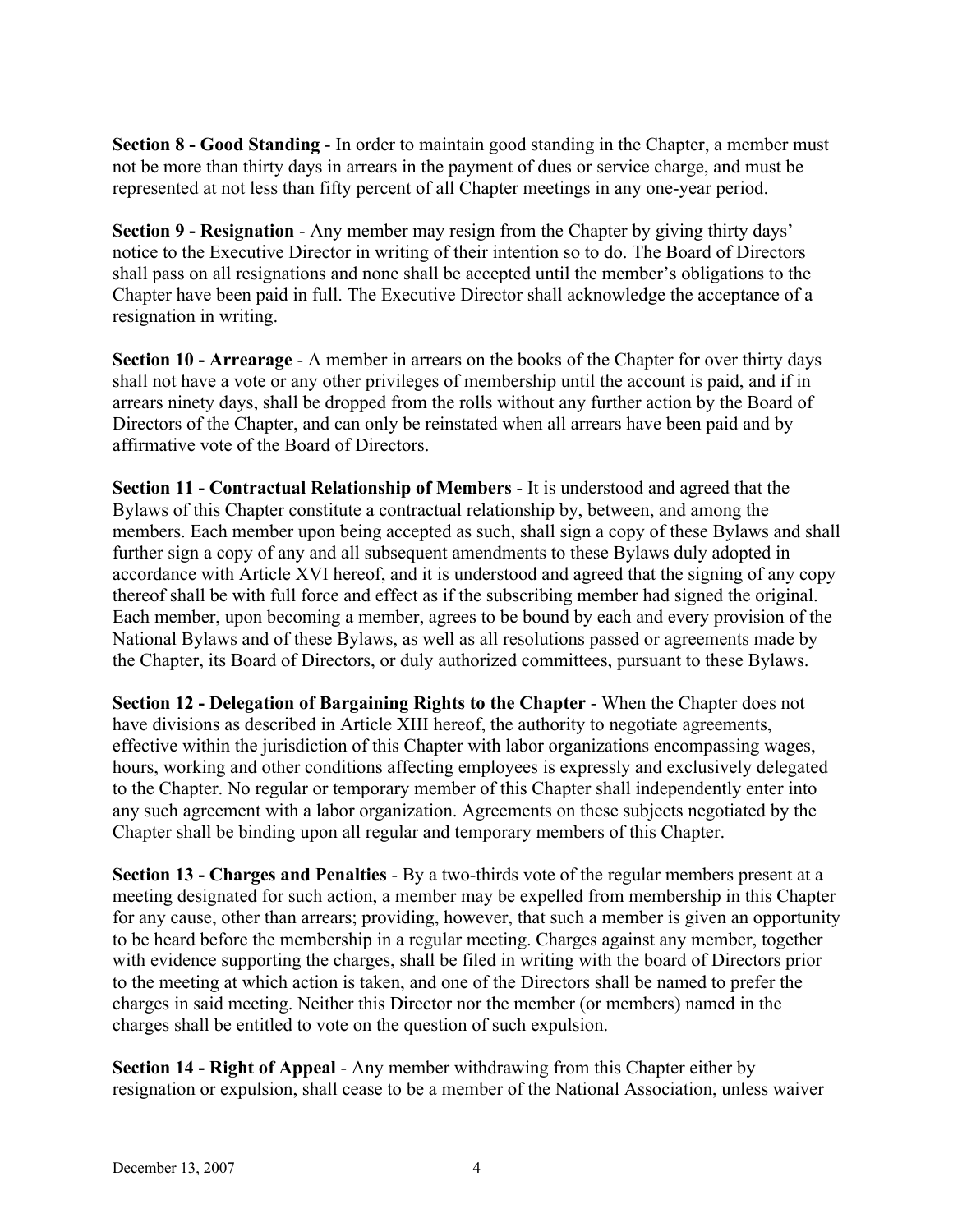**Section 8 - Good Standing** - In order to maintain good standing in the Chapter, a member must not be more than thirty days in arrears in the payment of dues or service charge, and must be represented at not less than fifty percent of all Chapter meetings in any one-year period.

**Section 9 - Resignation** - Any member may resign from the Chapter by giving thirty days' notice to the Executive Director in writing of their intention so to do. The Board of Directors shall pass on all resignations and none shall be accepted until the member's obligations to the Chapter have been paid in full. The Executive Director shall acknowledge the acceptance of a resignation in writing.

**Section 10 - Arrearage** - A member in arrears on the books of the Chapter for over thirty days shall not have a vote or any other privileges of membership until the account is paid, and if in arrears ninety days, shall be dropped from the rolls without any further action by the Board of Directors of the Chapter, and can only be reinstated when all arrears have been paid and by affirmative vote of the Board of Directors.

**Section 11 - Contractual Relationship of Members** - It is understood and agreed that the Bylaws of this Chapter constitute a contractual relationship by, between, and among the members. Each member upon being accepted as such, shall sign a copy of these Bylaws and shall further sign a copy of any and all subsequent amendments to these Bylaws duly adopted in accordance with Article XVI hereof, and it is understood and agreed that the signing of any copy thereof shall be with full force and effect as if the subscribing member had signed the original. Each member, upon becoming a member, agrees to be bound by each and every provision of the National Bylaws and of these Bylaws, as well as all resolutions passed or agreements made by the Chapter, its Board of Directors, or duly authorized committees, pursuant to these Bylaws.

**Section 12 - Delegation of Bargaining Rights to the Chapter** - When the Chapter does not have divisions as described in Article XIII hereof, the authority to negotiate agreements, effective within the jurisdiction of this Chapter with labor organizations encompassing wages, hours, working and other conditions affecting employees is expressly and exclusively delegated to the Chapter. No regular or temporary member of this Chapter shall independently enter into any such agreement with a labor organization. Agreements on these subjects negotiated by the Chapter shall be binding upon all regular and temporary members of this Chapter.

**Section 13 - Charges and Penalties** - By a two-thirds vote of the regular members present at a meeting designated for such action, a member may be expelled from membership in this Chapter for any cause, other than arrears; providing, however, that such a member is given an opportunity to be heard before the membership in a regular meeting. Charges against any member, together with evidence supporting the charges, shall be filed in writing with the board of Directors prior to the meeting at which action is taken, and one of the Directors shall be named to prefer the charges in said meeting. Neither this Director nor the member (or members) named in the charges shall be entitled to vote on the question of such expulsion.

**Section 14 - Right of Appeal** - Any member withdrawing from this Chapter either by resignation or expulsion, shall cease to be a member of the National Association, unless waiver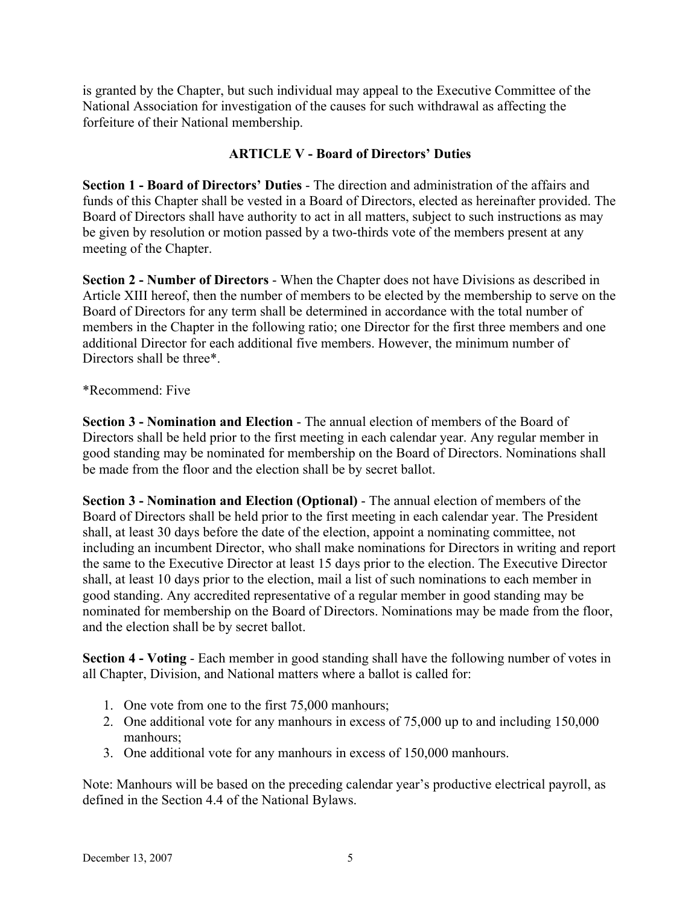is granted by the Chapter, but such individual may appeal to the Executive Committee of the National Association for investigation of the causes for such withdrawal as affecting the forfeiture of their National membership.

## ARTICLE V - Board of Directors' Duties

**Section 1 - Board of Directors' Duties** - The direction and administration of the affairs and funds of this Chapter shall be vested in a Board of Directors, elected as hereinafter provided. The Board of Directors shall have authority to act in all matters, subject to such instructions as may be given by resolution or motion passed by a two-thirds vote of the members present at any meeting of the Chapter.

**Section 2 - Number of Directors** - When the Chapter does not have Divisions as described in Article XIII hereof, then the number of members to be elected by the membership to serve on the Board of Directors for any term shall be determined in accordance with the total number of members in the Chapter in the following ratio; one Director for the first three members and one additional Director for each additional five members. However, the minimum number of Directors shall be three*.

*Recommend: Five

**Section 3 - Nomination and Election** - The annual election of members of the Board of Directors shall be held prior to the first meeting in each calendar year. Any regular member in good standing may be nominated for membership on the Board of Directors. Nominations shall be made from the floor and the election shall be by secret ballot.

**Section 3 - Nomination and Election (Optional)** - The annual election of members of the Board of Directors shall be held prior to the first meeting in each calendar year. The President shall, at least 30 days before the date of the election, appoint a nominating committee, not including an incumbent Director, who shall make nominations for Directors in writing and report the same to the Executive Director at least 15 days prior to the election. The Executive Director shall, at least 10 days prior to the election, mail a list of such nominations to each member in good standing. Any accredited representative of a regular member in good standing may be nominated for membership on the Board of Directors. Nominations may be made from the floor, and the election shall be by secret ballot.

**Section 4 - Voting** - Each member in good standing shall have the following number of votes in all Chapter, Division, and National matters where a ballot is called for:

1. One vote from one to the first 75,000 manhours;
2. One additional vote for any manhours in excess of 75,000 up to and including 150,000 manhours;
3. One additional vote for any manhours in excess of 150,000 manhours.

Note: Manhours will be based on the preceding calendar year's productive electrical payroll, as defined in the Section 4.4 of the National Bylaws.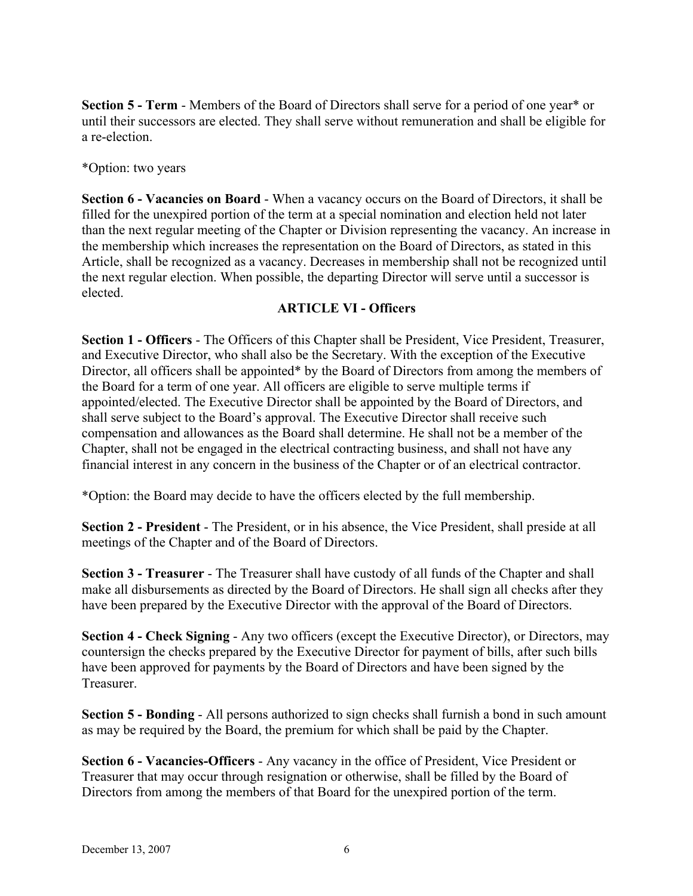**Section 5 - Term** - Members of the Board of Directors shall serve for a period of one year* or until their successors are elected. They shall serve without remuneration and shall be eligible for a re-election.

*Option: two years

**Section 6 - Vacancies on Board** - When a vacancy occurs on the Board of Directors, it shall be filled for the unexpired portion of the term at a special nomination and election held not later than the next regular meeting of the Chapter or Division representing the vacancy. An increase in the membership which increases the representation on the Board of Directors, as stated in this Article, shall be recognized as a vacancy. Decreases in membership shall not be recognized until the next regular election. When possible, the departing Director will serve until a successor is elected.

## ARTICLE VI - Officers

**Section 1 - Officers** - The Officers of this Chapter shall be President, Vice President, Treasurer, and Executive Director, who shall also be the Secretary. With the exception of the Executive Director, all officers shall be appointed* by the Board of Directors from among the members of the Board for a term of one year. All officers are eligible to serve multiple terms if appointed/elected. The Executive Director shall be appointed by the Board of Directors, and shall serve subject to the Board's approval. The Executive Director shall receive such compensation and allowances as the Board shall determine. He shall not be a member of the Chapter, shall not be engaged in the electrical contracting business, and shall not have any financial interest in any concern in the business of the Chapter or of an electrical contractor.

*Option: the Board may decide to have the officers elected by the full membership.

**Section 2 - President** - The President, or in his absence, the Vice President, shall preside at all meetings of the Chapter and of the Board of Directors.

**Section 3 - Treasurer** - The Treasurer shall have custody of all funds of the Chapter and shall make all disbursements as directed by the Board of Directors. He shall sign all checks after they have been prepared by the Executive Director with the approval of the Board of Directors.

**Section 4 - Check Signing** - Any two officers (except the Executive Director), or Directors, may countersign the checks prepared by the Executive Director for payment of bills, after such bills have been approved for payments by the Board of Directors and have been signed by the Treasurer.

**Section 5 - Bonding** - All persons authorized to sign checks shall furnish a bond in such amount as may be required by the Board, the premium for which shall be paid by the Chapter.

**Section 6 - Vacancies-Officers** - Any vacancy in the office of President, Vice President or Treasurer that may occur through resignation or otherwise, shall be filled by the Board of Directors from among the members of that Board for the unexpired portion of the term.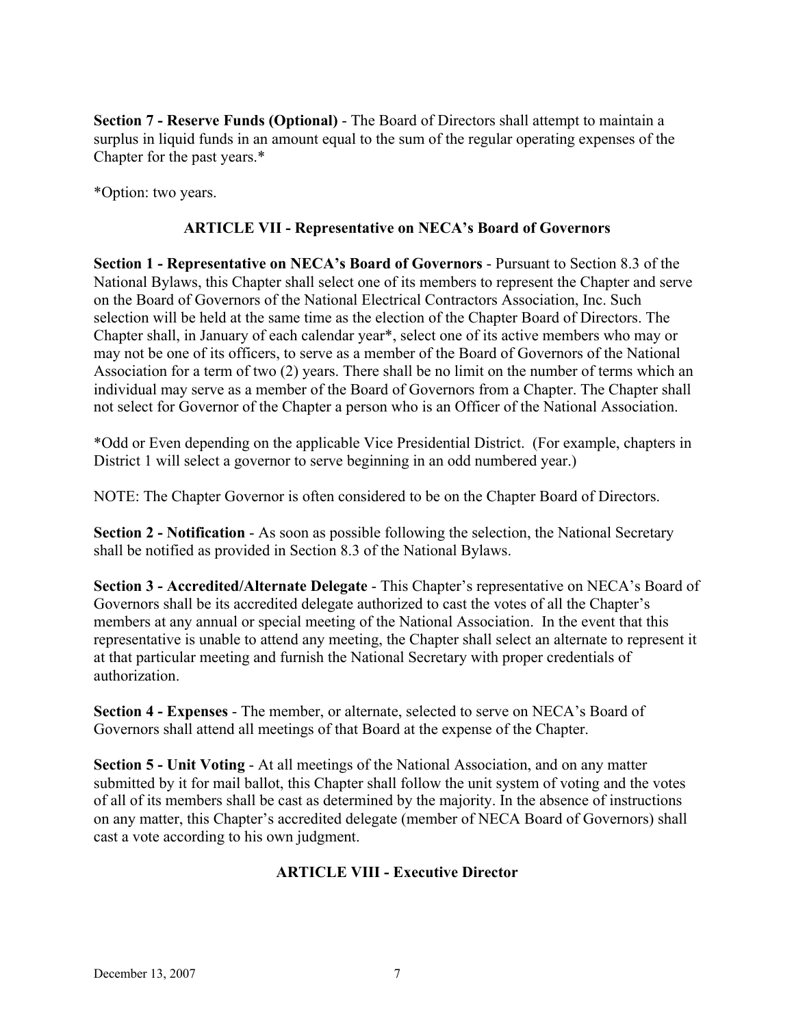**Section 7 - Reserve Funds (Optional)** - The Board of Directors shall attempt to maintain a surplus in liquid funds in an amount equal to the sum of the regular operating expenses of the Chapter for the past years.*

*Option: two years.

## ARTICLE VII - Representative on NECA's Board of Governors

**Section 1 - Representative on NECA's Board of Governors** - Pursuant to Section 8.3 of the National Bylaws, this Chapter shall select one of its members to represent the Chapter and serve on the Board of Governors of the National Electrical Contractors Association, Inc. Such selection will be held at the same time as the election of the Chapter Board of Directors. The Chapter shall, in January of each calendar year*, select one of its active members who may or may not be one of its officers, to serve as a member of the Board of Governors of the National Association for a term of two (2) years. There shall be no limit on the number of terms which an individual may serve as a member of the Board of Governors from a Chapter. The Chapter shall not select for Governor of the Chapter a person who is an Officer of the National Association.

*Odd or Even depending on the applicable Vice Presidential District. (For example, chapters in District 1 will select a governor to serve beginning in an odd numbered year.)

NOTE: The Chapter Governor is often considered to be on the Chapter Board of Directors.

**Section 2 - Notification** - As soon as possible following the selection, the National Secretary shall be notified as provided in Section 8.3 of the National Bylaws.

**Section 3 - Accredited/Alternate Delegate** - This Chapter's representative on NECA's Board of Governors shall be its accredited delegate authorized to cast the votes of all the Chapter's members at any annual or special meeting of the National Association. In the event that this representative is unable to attend any meeting, the Chapter shall select an alternate to represent it at that particular meeting and furnish the National Secretary with proper credentials of authorization.

**Section 4 - Expenses** - The member, or alternate, selected to serve on NECA's Board of Governors shall attend all meetings of that Board at the expense of the Chapter.

**Section 5 - Unit Voting** - At all meetings of the National Association, and on any matter submitted by it for mail ballot, this Chapter shall follow the unit system of voting and the votes of all of its members shall be cast as determined by the majority. In the absence of instructions on any matter, this Chapter's accredited delegate (member of NECA Board of Governors) shall cast a vote according to his own judgment.

## ARTICLE VIII - Executive Director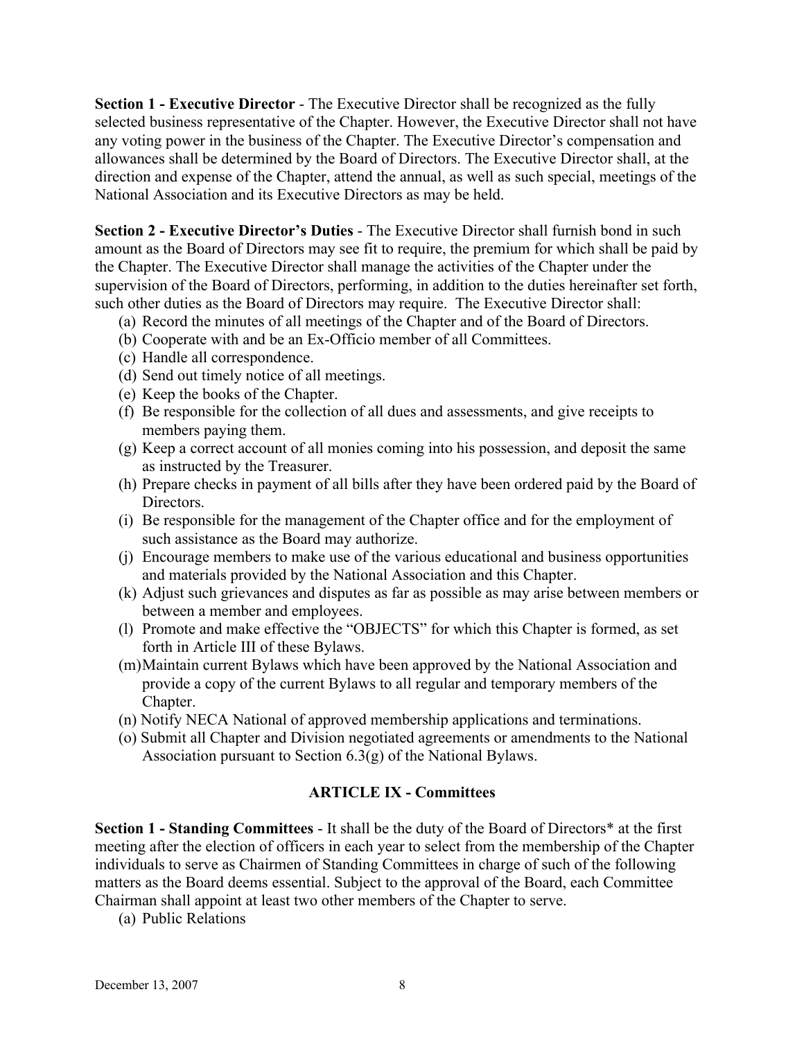**Section 1 - Executive Director** - The Executive Director shall be recognized as the fully selected business representative of the Chapter. However, the Executive Director shall not have any voting power in the business of the Chapter. The Executive Director's compensation and allowances shall be determined by the Board of Directors. The Executive Director shall, at the direction and expense of the Chapter, attend the annual, as well as such special, meetings of the National Association and its Executive Directors as may be held.

**Section 2 - Executive Director's Duties** - The Executive Director shall furnish bond in such amount as the Board of Directors may see fit to require, the premium for which shall be paid by the Chapter. The Executive Director shall manage the activities of the Chapter under the supervision of the Board of Directors, performing, in addition to the duties hereinafter set forth, such other duties as the Board of Directors may require. The Executive Director shall:

(a) Record the minutes of all meetings of the Chapter and of the Board of Directors.
(b) Cooperate with and be an Ex-Officio member of all Committees.
(c) Handle all correspondence.
(d) Send out timely notice of all meetings.
(e) Keep the books of the Chapter.
(f) Be responsible for the collection of all dues and assessments, and give receipts to members paying them.
(g) Keep a correct account of all monies coming into his possession, and deposit the same as instructed by the Treasurer.
(h) Prepare checks in payment of all bills after they have been ordered paid by the Board of Directors.
(i) Be responsible for the management of the Chapter office and for the employment of such assistance as the Board may authorize.
(j) Encourage members to make use of the various educational and business opportunities and materials provided by the National Association and this Chapter.
(k) Adjust such grievances and disputes as far as possible as may arise between members or between a member and employees.
(l) Promote and make effective the "OBJECTS" for which this Chapter is formed, as set forth in Article III of these Bylaws.
(m) Maintain current Bylaws which have been approved by the National Association and provide a copy of the current Bylaws to all regular and temporary members of the Chapter.
(n) Notify NECA National of approved membership applications and terminations.
(o) Submit all Chapter and Division negotiated agreements or amendments to the National Association pursuant to Section 6.3(g) of the National Bylaws.

## ARTICLE IX - Committees

**Section 1 - Standing Committees** - It shall be the duty of the Board of Directors* at the first meeting after the election of officers in each year to select from the membership of the Chapter individuals to serve as Chairmen of Standing Committees in charge of such of the following matters as the Board deems essential. Subject to the approval of the Board, each Committee Chairman shall appoint at least two other members of the Chapter to serve.

(a) Public Relations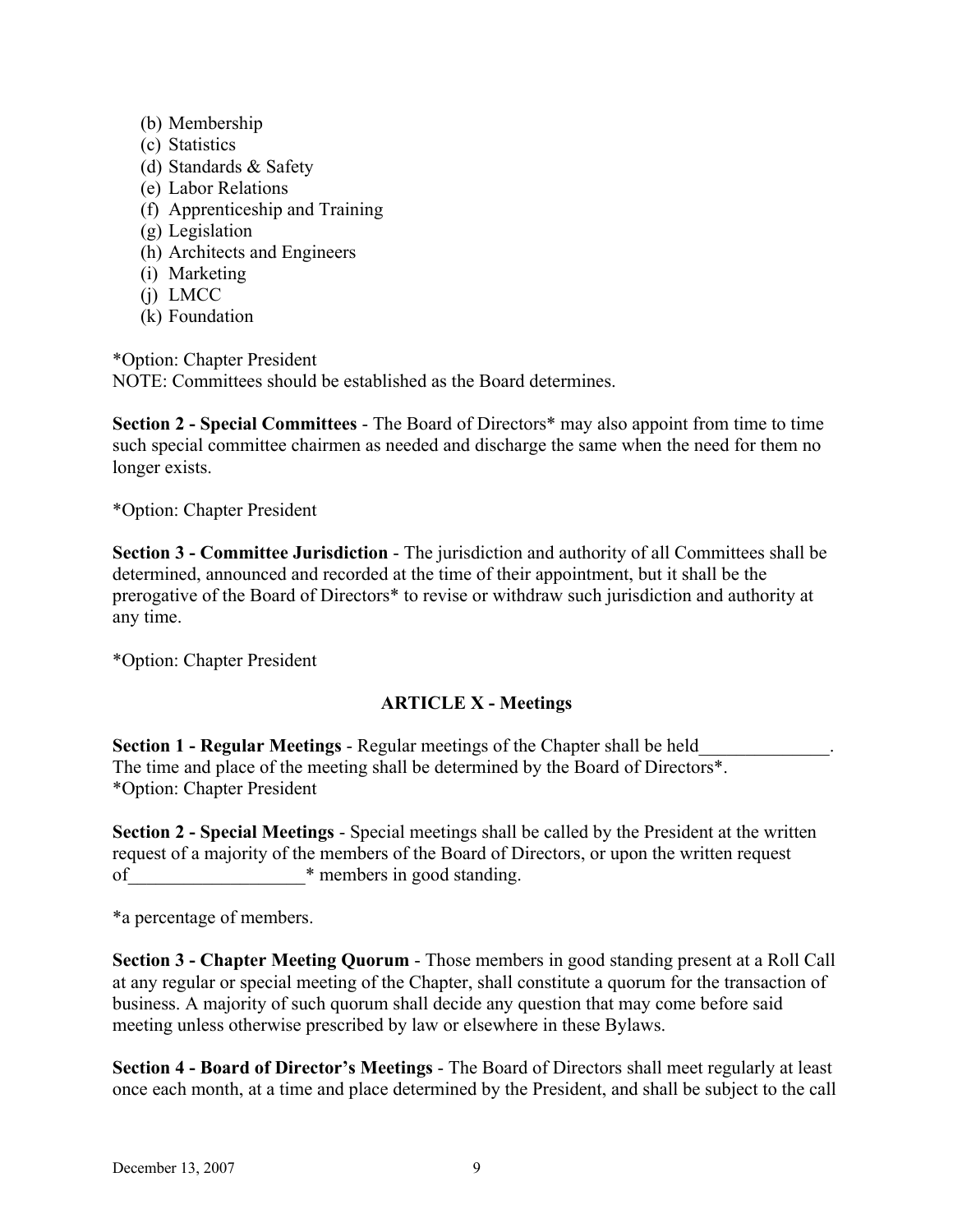(b) Membership
(c) Statistics
(d) Standards & Safety
(e) Labor Relations
(f) Apprenticeship and Training
(g) Legislation
(h) Architects and Engineers
(i) Marketing
(j) LMCC
(k) Foundation

*Option: Chapter President
NOTE: Committees should be established as the Board determines.

**Section 2 - Special Committees** - The Board of Directors* may also appoint from time to time such special committee chairmen as needed and discharge the same when the need for them no longer exists.

*Option: Chapter President

**Section 3 - Committee Jurisdiction** - The jurisdiction and authority of all Committees shall be determined, announced and recorded at the time of their appointment, but it shall be the prerogative of the Board of Directors* to revise or withdraw such jurisdiction and authority at any time.

*Option: Chapter President

## ARTICLE X - Meetings

**Section 1 - Regular Meetings** - Regular meetings of the Chapter shall be held______________. The time and place of the meeting shall be determined by the Board of Directors*.
*Option: Chapter President

**Section 2 - Special Meetings** - Special meetings shall be called by the President at the written request of a majority of the members of the Board of Directors, or upon the written request of___________________* members in good standing.

*a percentage of members.

**Section 3 - Chapter Meeting Quorum** - Those members in good standing present at a Roll Call at any regular or special meeting of the Chapter, shall constitute a quorum for the transaction of business. A majority of such quorum shall decide any question that may come before said meeting unless otherwise prescribed by law or elsewhere in these Bylaws.

**Section 4 - Board of Director's Meetings** - The Board of Directors shall meet regularly at least once each month, at a time and place determined by the President, and shall be subject to the call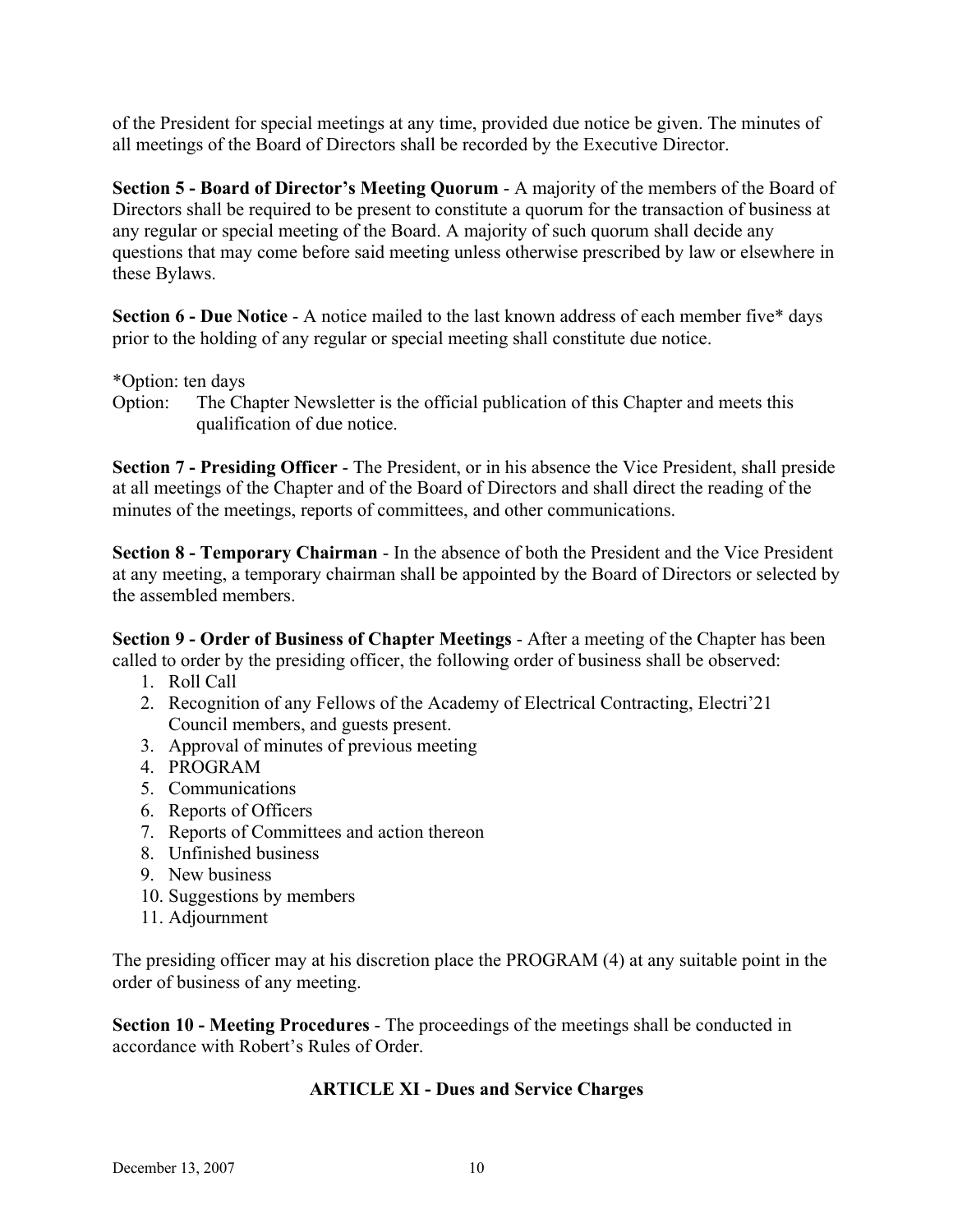of the President for special meetings at any time, provided due notice be given. The minutes of all meetings of the Board of Directors shall be recorded by the Executive Director.

**Section 5 - Board of Director's Meeting Quorum** - A majority of the members of the Board of Directors shall be required to be present to constitute a quorum for the transaction of business at any regular or special meeting of the Board. A majority of such quorum shall decide any questions that may come before said meeting unless otherwise prescribed by law or elsewhere in these Bylaws.

**Section 6 - Due Notice** - A notice mailed to the last known address of each member five* days prior to the holding of any regular or special meeting shall constitute due notice.

*Option: ten days

Option: The Chapter Newsletter is the official publication of this Chapter and meets this qualification of due notice.

**Section 7 - Presiding Officer** - The President, or in his absence the Vice President, shall preside at all meetings of the Chapter and of the Board of Directors and shall direct the reading of the minutes of the meetings, reports of committees, and other communications.

**Section 8 - Temporary Chairman** - In the absence of both the President and the Vice President at any meeting, a temporary chairman shall be appointed by the Board of Directors or selected by the assembled members.

**Section 9 - Order of Business of Chapter Meetings** - After a meeting of the Chapter has been called to order by the presiding officer, the following order of business shall be observed:

1. Roll Call
2. Recognition of any Fellows of the Academy of Electrical Contracting, Electri'21 Council members, and guests present.
3. Approval of minutes of previous meeting
4. PROGRAM
5. Communications
6. Reports of Officers
7. Reports of Committees and action thereon
8. Unfinished business
9. New business
10. Suggestions by members
11. Adjournment

The presiding officer may at his discretion place the PROGRAM (4) at any suitable point in the order of business of any meeting.

**Section 10 - Meeting Procedures** - The proceedings of the meetings shall be conducted in accordance with Robert's Rules of Order.

## ARTICLE XI - Dues and Service Charges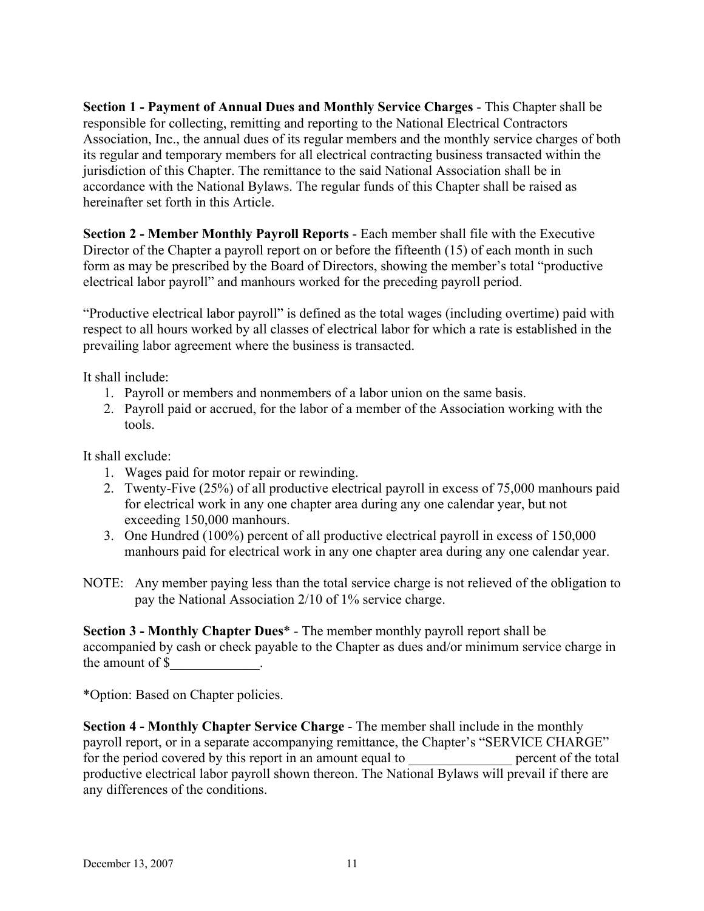**Section 1 - Payment of Annual Dues and Monthly Service Charges** - This Chapter shall be responsible for collecting, remitting and reporting to the National Electrical Contractors Association, Inc., the annual dues of its regular members and the monthly service charges of both its regular and temporary members for all electrical contracting business transacted within the jurisdiction of this Chapter. The remittance to the said National Association shall be in accordance with the National Bylaws. The regular funds of this Chapter shall be raised as hereinafter set forth in this Article.

**Section 2 - Member Monthly Payroll Reports** - Each member shall file with the Executive Director of the Chapter a payroll report on or before the fifteenth (15) of each month in such form as may be prescribed by the Board of Directors, showing the member's total "productive electrical labor payroll" and manhours worked for the preceding payroll period.

"Productive electrical labor payroll" is defined as the total wages (including overtime) paid with respect to all hours worked by all classes of electrical labor for which a rate is established in the prevailing labor agreement where the business is transacted.

It shall include:

1. Payroll or members and nonmembers of a labor union on the same basis.
2. Payroll paid or accrued, for the labor of a member of the Association working with the tools.

It shall exclude:

1. Wages paid for motor repair or rewinding.
2. Twenty-Five (25%) of all productive electrical payroll in excess of 75,000 manhours paid for electrical work in any one chapter area during any one calendar year, but not exceeding 150,000 manhours.
3. One Hundred (100%) percent of all productive electrical payroll in excess of 150,000 manhours paid for electrical work in any one chapter area during any one calendar year.

NOTE: Any member paying less than the total service charge is not relieved of the obligation to pay the National Association 2/10 of 1% service charge.

**Section 3 - Monthly Chapter Dues**\* - The member monthly payroll report shall be accompanied by cash or check payable to the Chapter as dues and/or minimum service charge in the amount of $_____________.

*Option: Based on Chapter policies.

**Section 4 - Monthly Chapter Service Charge** - The member shall include in the monthly payroll report, or in a separate accompanying remittance, the Chapter's "SERVICE CHARGE" for the period covered by this report in an amount equal to _______________ percent of the total productive electrical labor payroll shown thereon. The National Bylaws will prevail if there are any differences of the conditions.

December 13, 2007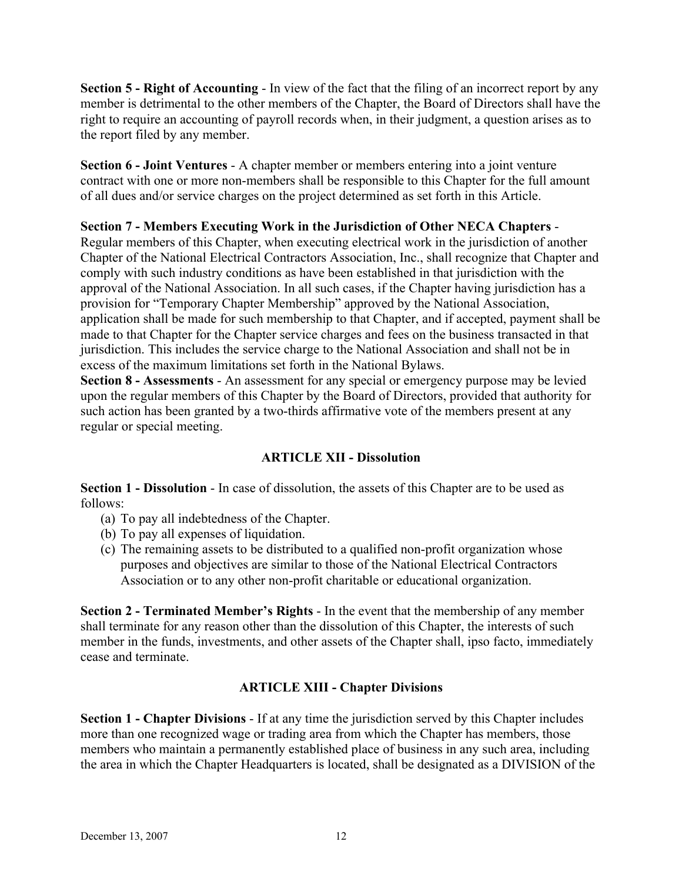**Section 5 - Right of Accounting** - In view of the fact that the filing of an incorrect report by any member is detrimental to the other members of the Chapter, the Board of Directors shall have the right to require an accounting of payroll records when, in their judgment, a question arises as to the report filed by any member.

**Section 6 - Joint Ventures** - A chapter member or members entering into a joint venture contract with one or more non-members shall be responsible to this Chapter for the full amount of all dues and/or service charges on the project determined as set forth in this Article.

**Section 7 - Members Executing Work in the Jurisdiction of Other NECA Chapters** - Regular members of this Chapter, when executing electrical work in the jurisdiction of another Chapter of the National Electrical Contractors Association, Inc., shall recognize that Chapter and comply with such industry conditions as have been established in that jurisdiction with the approval of the National Association. In all such cases, if the Chapter having jurisdiction has a provision for "Temporary Chapter Membership" approved by the National Association, application shall be made for such membership to that Chapter, and if accepted, payment shall be made to that Chapter for the Chapter service charges and fees on the business transacted in that jurisdiction. This includes the service charge to the National Association and shall not be in excess of the maximum limitations set forth in the National Bylaws.

**Section 8 - Assessments** - An assessment for any special or emergency purpose may be levied upon the regular members of this Chapter by the Board of Directors, provided that authority for such action has been granted by a two-thirds affirmative vote of the members present at any regular or special meeting.

## ARTICLE XII - Dissolution

**Section 1 - Dissolution** - In case of dissolution, the assets of this Chapter are to be used as follows:

(a) To pay all indebtedness of the Chapter.
(b) To pay all expenses of liquidation.
(c) The remaining assets to be distributed to a qualified non-profit organization whose purposes and objectives are similar to those of the National Electrical Contractors Association or to any other non-profit charitable or educational organization.

**Section 2 - Terminated Member's Rights** - In the event that the membership of any member shall terminate for any reason other than the dissolution of this Chapter, the interests of such member in the funds, investments, and other assets of the Chapter shall, ipso facto, immediately cease and terminate.

## ARTICLE XIII - Chapter Divisions

**Section 1 - Chapter Divisions** - If at any time the jurisdiction served by this Chapter includes more than one recognized wage or trading area from which the Chapter has members, those members who maintain a permanently established place of business in any such area, including the area in which the Chapter Headquarters is located, shall be designated as a DIVISION of the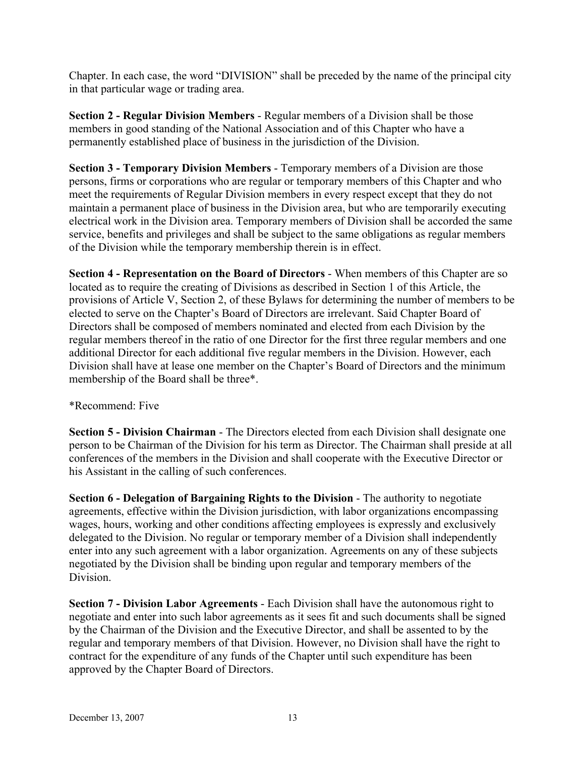Chapter. In each case, the word "DIVISION" shall be preceded by the name of the principal city in that particular wage or trading area.

**Section 2 - Regular Division Members** - Regular members of a Division shall be those members in good standing of the National Association and of this Chapter who have a permanently established place of business in the jurisdiction of the Division.

**Section 3 - Temporary Division Members** - Temporary members of a Division are those persons, firms or corporations who are regular or temporary members of this Chapter and who meet the requirements of Regular Division members in every respect except that they do not maintain a permanent place of business in the Division area, but who are temporarily executing electrical work in the Division area. Temporary members of Division shall be accorded the same service, benefits and privileges and shall be subject to the same obligations as regular members of the Division while the temporary membership therein is in effect.

**Section 4 - Representation on the Board of Directors** - When members of this Chapter are so located as to require the creating of Divisions as described in Section 1 of this Article, the provisions of Article V, Section 2, of these Bylaws for determining the number of members to be elected to serve on the Chapter's Board of Directors are irrelevant. Said Chapter Board of Directors shall be composed of members nominated and elected from each Division by the regular members thereof in the ratio of one Director for the first three regular members and one additional Director for each additional five regular members in the Division. However, each Division shall have at lease one member on the Chapter's Board of Directors and the minimum membership of the Board shall be three*.

*Recommend: Five

**Section 5 - Division Chairman** - The Directors elected from each Division shall designate one person to be Chairman of the Division for his term as Director. The Chairman shall preside at all conferences of the members in the Division and shall cooperate with the Executive Director or his Assistant in the calling of such conferences.

**Section 6 - Delegation of Bargaining Rights to the Division** - The authority to negotiate agreements, effective within the Division jurisdiction, with labor organizations encompassing wages, hours, working and other conditions affecting employees is expressly and exclusively delegated to the Division. No regular or temporary member of a Division shall independently enter into any such agreement with a labor organization. Agreements on any of these subjects negotiated by the Division shall be binding upon regular and temporary members of the Division.

**Section 7 - Division Labor Agreements** - Each Division shall have the autonomous right to negotiate and enter into such labor agreements as it sees fit and such documents shall be signed by the Chairman of the Division and the Executive Director, and shall be assented to by the regular and temporary members of that Division. However, no Division shall have the right to contract for the expenditure of any funds of the Chapter until such expenditure has been approved by the Chapter Board of Directors.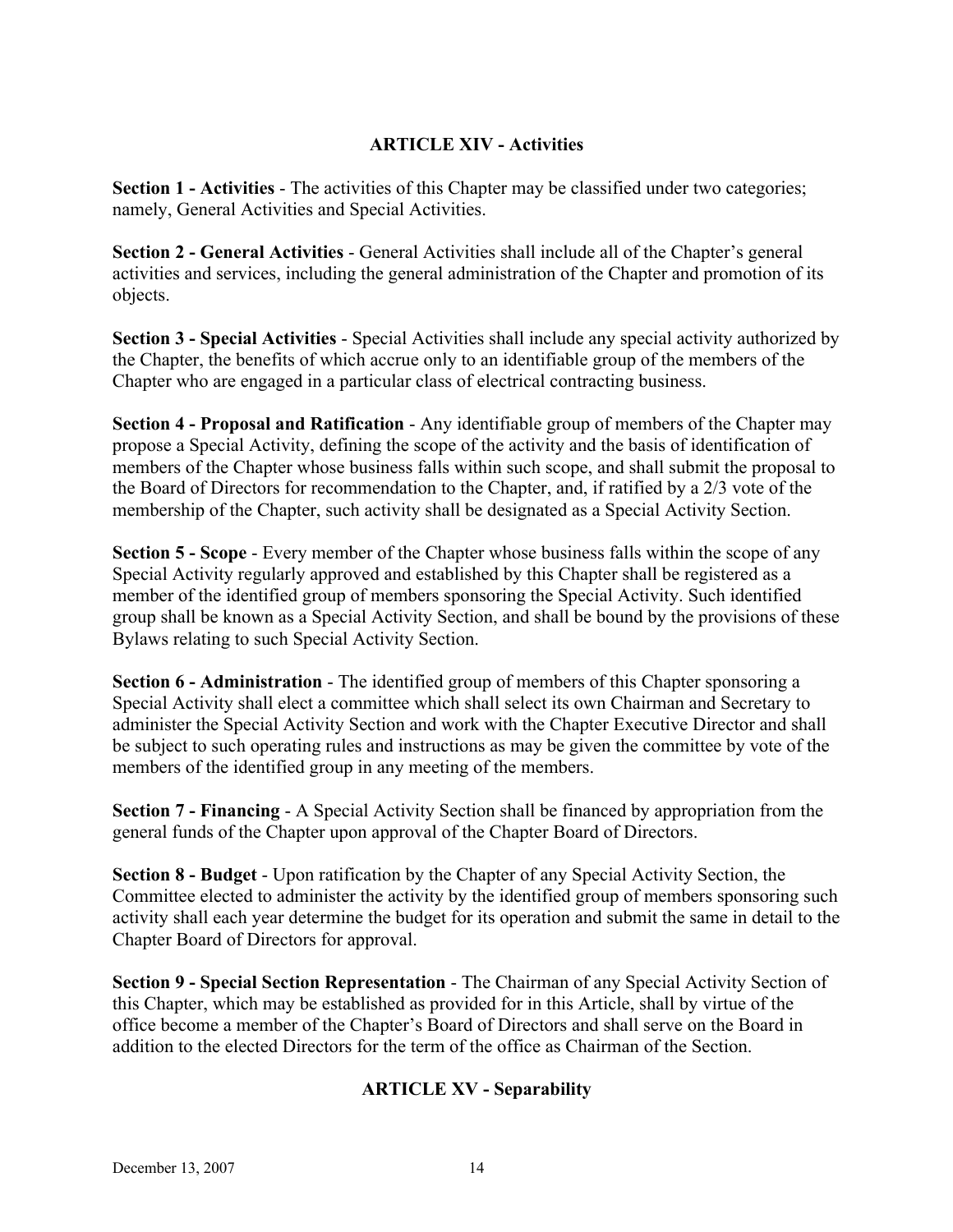## ARTICLE XIV - Activities

**Section 1 - Activities** - The activities of this Chapter may be classified under two categories; namely, General Activities and Special Activities.

**Section 2 - General Activities** - General Activities shall include all of the Chapter's general activities and services, including the general administration of the Chapter and promotion of its objects.

**Section 3 - Special Activities** - Special Activities shall include any special activity authorized by the Chapter, the benefits of which accrue only to an identifiable group of the members of the Chapter who are engaged in a particular class of electrical contracting business.

**Section 4 - Proposal and Ratification** - Any identifiable group of members of the Chapter may propose a Special Activity, defining the scope of the activity and the basis of identification of members of the Chapter whose business falls within such scope, and shall submit the proposal to the Board of Directors for recommendation to the Chapter, and, if ratified by a 2/3 vote of the membership of the Chapter, such activity shall be designated as a Special Activity Section.

**Section 5 - Scope** - Every member of the Chapter whose business falls within the scope of any Special Activity regularly approved and established by this Chapter shall be registered as a member of the identified group of members sponsoring the Special Activity. Such identified group shall be known as a Special Activity Section, and shall be bound by the provisions of these Bylaws relating to such Special Activity Section.

**Section 6 - Administration** - The identified group of members of this Chapter sponsoring a Special Activity shall elect a committee which shall select its own Chairman and Secretary to administer the Special Activity Section and work with the Chapter Executive Director and shall be subject to such operating rules and instructions as may be given the committee by vote of the members of the identified group in any meeting of the members.

**Section 7 - Financing** - A Special Activity Section shall be financed by appropriation from the general funds of the Chapter upon approval of the Chapter Board of Directors.

**Section 8 - Budget** - Upon ratification by the Chapter of any Special Activity Section, the Committee elected to administer the activity by the identified group of members sponsoring such activity shall each year determine the budget for its operation and submit the same in detail to the Chapter Board of Directors for approval.

**Section 9 - Special Section Representation** - The Chairman of any Special Activity Section of this Chapter, which may be established as provided for in this Article, shall by virtue of the office become a member of the Chapter's Board of Directors and shall serve on the Board in addition to the elected Directors for the term of the office as Chairman of the Section.

## ARTICLE XV - Separability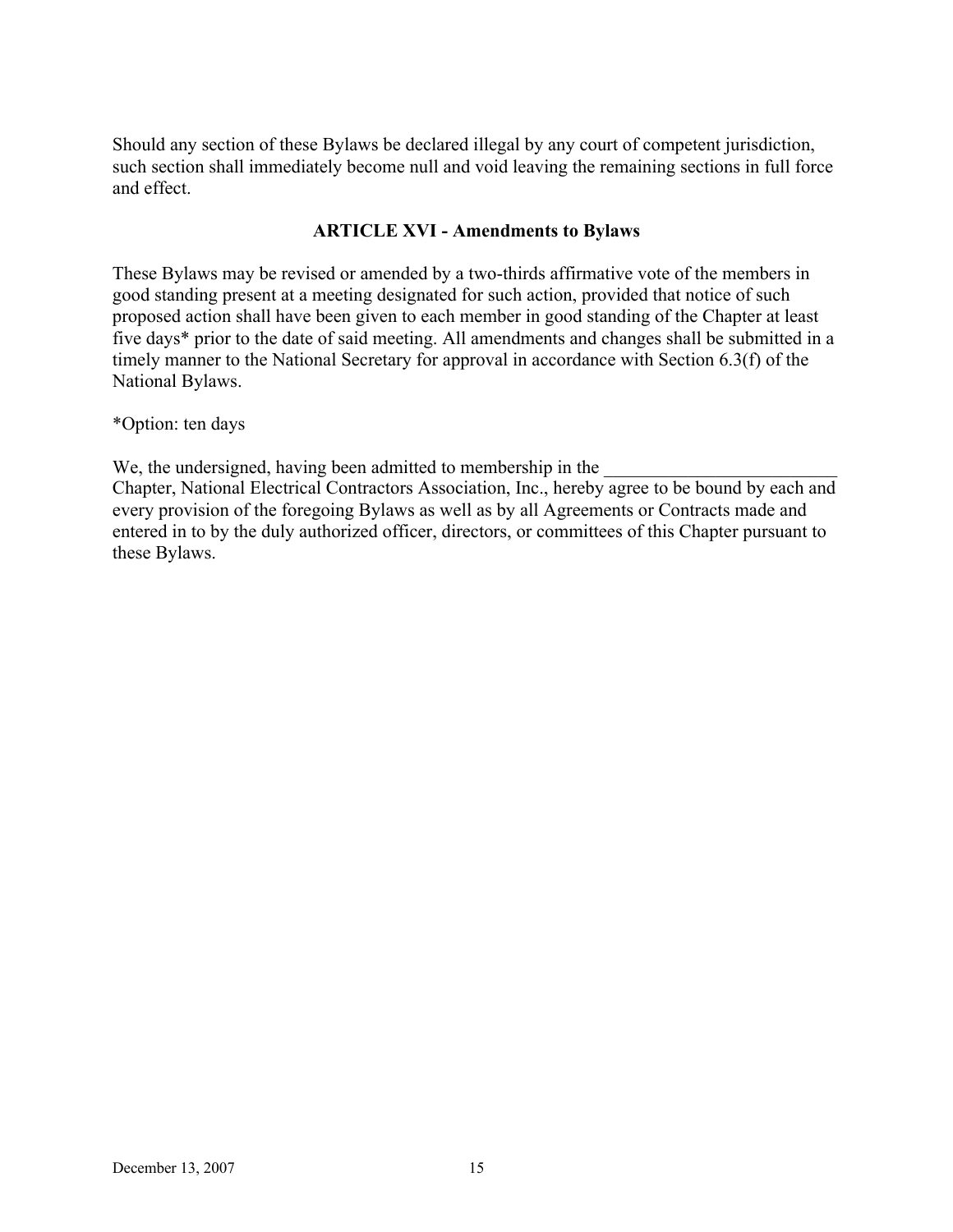Should any section of these Bylaws be declared illegal by any court of competent jurisdiction, such section shall immediately become null and void leaving the remaining sections in full force and effect.

## ARTICLE XVI - Amendments to Bylaws

These Bylaws may be revised or amended by a two-thirds affirmative vote of the members in good standing present at a meeting designated for such action, provided that notice of such proposed action shall have been given to each member in good standing of the Chapter at least five days* prior to the date of said meeting. All amendments and changes shall be submitted in a timely manner to the National Secretary for approval in accordance with Section 6.3(f) of the National Bylaws.

*Option: ten days

We, the undersigned, having been admitted to membership in the _________________________ Chapter, National Electrical Contractors Association, Inc., hereby agree to be bound by each and every provision of the foregoing Bylaws as well as by all Agreements or Contracts made and entered in to by the duly authorized officer, directors, or committees of this Chapter pursuant to these Bylaws.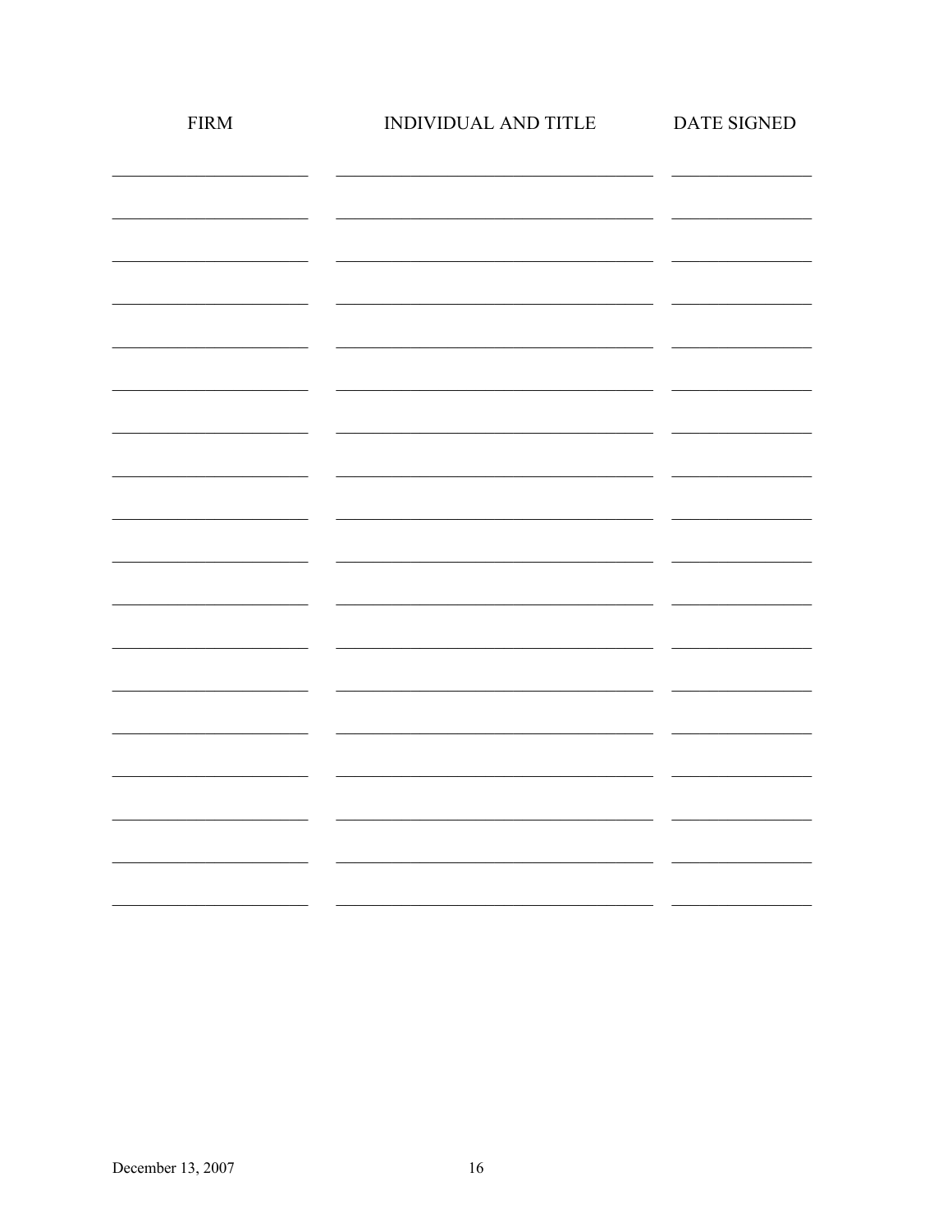| FIRM | INDIVIDUAL AND TITLE | DATE SIGNED |
| --- | --- | --- |
| | | |
| | | |
| | | |
| | | |
| | | |
| | | |
| | | |
| | | |
| | | |
| | | |
| | | |
| | | |
| | | |
| | | |
| | | |
| | | |
| | | |
| | | |